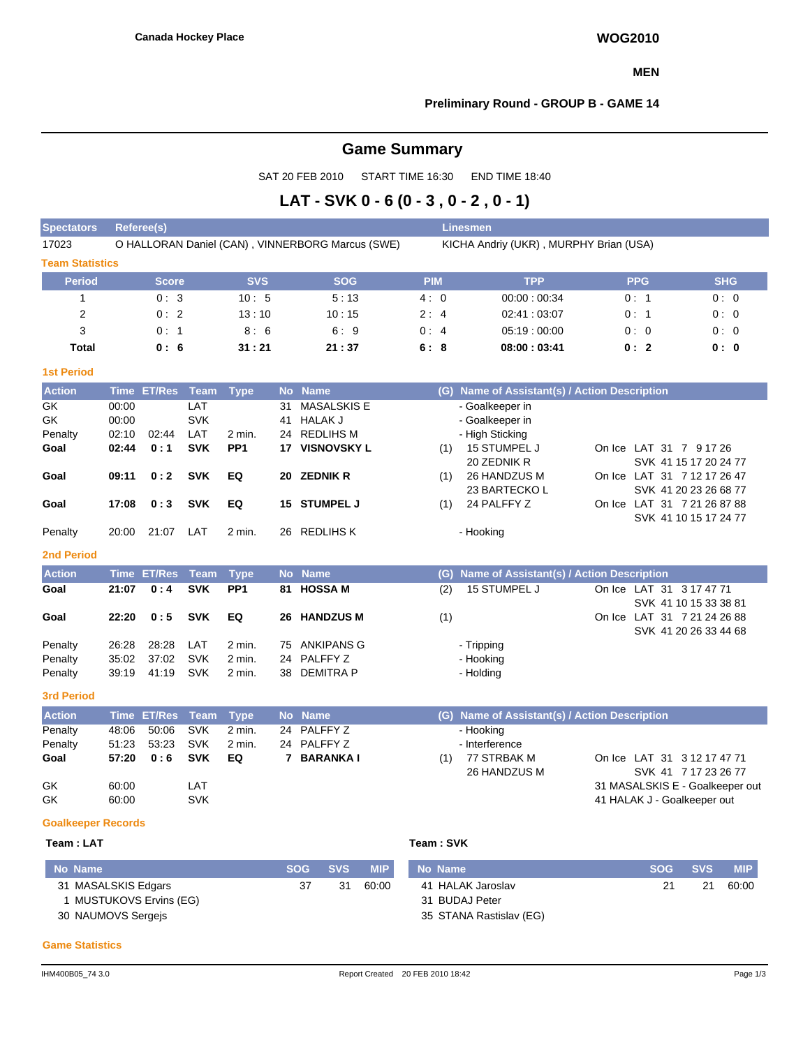Canada Hockey Place

**WOG2010**

**MEN**

**Preliminary Round - GROUP B - GAME 14**

# Game Summary

SAT 20 FEB 2010 START TIME 16:30 END TIME 18:40

## LAT - SVK 0 - 6 (0 - 3 , 0 - 2 , 0 - 1)

| Spectators | Referee(s) | Linesmen |
|---|---|---|
| 17023 | O HALLORAN Daniel (CAN) , VINNERBORG Marcus (SWE) | KICHA Andriy (UKR) , MURPHY Brian (USA) |

### Team Statistics

| Period | Score | SVS | SOG | PIM | TPP | PPG | SHG |
|---|---|---|---|---|---|---|---|
| 1 | 0 : 3 | 10 : 5 | 5 : 13 | 4 : 0 | 00:00 : 00:34 | 0 : 1 | 0 : 0 |
| 2 | 0 : 2 | 13 : 10 | 10 : 15 | 2 : 4 | 02:41 : 03:07 | 0 : 1 | 0 : 0 |
| 3 | 0 : 1 | 8 : 6 | 6 : 9 | 0 : 4 | 05:19 : 00:00 | 0 : 0 | 0 : 0 |
| **Total** | **0 : 6** | **31 : 21** | **21 : 37** | **6 : 8** | **08:00 : 03:41** | **0 : 2** | **0 : 0** |

### 1st Period

| Action | Time | ET/Res | Team | Type | No | Name | (G) | Name of Assistant(s) / Action Description | On Ice |
|---|---|---|---|---|---|---|---|---|---|
| GK | 00:00 | | LAT | | 31 | MASALSKIS E | | - Goalkeeper in | |
| GK | 00:00 | | SVK | | 41 | HALAK J | | - Goalkeeper in | |
| Penalty | 02:10 | 02:44 | LAT | 2 min. | 24 | REDLIHS M | | - High Sticking | |
| **Goal** | **02:44** | **0 : 1** | **SVK** | **PP1** | **17** | **VISNOVSKY L** | (1) | 15 STUMPEL J, 20 ZEDNIK R | LAT 31 7 9 17 26; SVK 41 15 17 20 24 77 |
| **Goal** | **09:11** | **0 : 2** | **SVK** | **EQ** | **20** | **ZEDNIK R** | (1) | 26 HANDZUS M, 23 BARTECKO L | LAT 31 7 12 17 26 47; SVK 41 20 23 26 68 77 |
| **Goal** | **17:08** | **0 : 3** | **SVK** | **EQ** | **15** | **STUMPEL J** | (1) | 24 PALFFY Z | LAT 31 7 21 26 87 88; SVK 41 10 15 17 24 77 |
| Penalty | 20:00 | 21:07 | LAT | 2 min. | 26 | REDLIHS K | | - Hooking | |

### 2nd Period

| Action | Time | ET/Res | Team | Type | No | Name | (G) | Name of Assistant(s) / Action Description | On Ice |
|---|---|---|---|---|---|---|---|---|---|
| **Goal** | **21:07** | **0 : 4** | **SVK** | **PP1** | **81** | **HOSSA M** | (2) | 15 STUMPEL J | LAT 31 3 17 47 71; SVK 41 10 15 33 38 81 |
| **Goal** | **22:20** | **0 : 5** | **SVK** | **EQ** | **26** | **HANDZUS M** | (1) | | LAT 31 7 21 24 26 88; SVK 41 20 26 33 44 68 |
| Penalty | 26:28 | 28:28 | LAT | 2 min. | 75 | ANKIPANS G | | - Tripping | |
| Penalty | 35:02 | 37:02 | SVK | 2 min. | 24 | PALFFY Z | | - Hooking | |
| Penalty | 39:19 | 41:19 | SVK | 2 min. | 38 | DEMITRA P | | - Holding | |

### 3rd Period

| Action | Time | ET/Res | Team | Type | No | Name | (G) | Name of Assistant(s) / Action Description | On Ice |
|---|---|---|---|---|---|---|---|---|---|
| Penalty | 48:06 | 50:06 | SVK | 2 min. | 24 | PALFFY Z | | - Hooking | |
| Penalty | 51:23 | 53:23 | SVK | 2 min. | 24 | PALFFY Z | | - Interference | |
| **Goal** | **57:20** | **0 : 6** | **SVK** | **EQ** | **7** | **BARANKA I** | (1) | 77 STRBAK M, 26 HANDZUS M | LAT 31 3 12 17 47 71; SVK 41 7 17 23 26 77 |
| GK | 60:00 | | LAT | | | | | | 31 MASALSKIS E - Goalkeeper out |
| GK | 60:00 | | SVK | | | | | | 41 HALAK J - Goalkeeper out |

### Goalkeeper Records

**Team : LAT**

| No | Name | SOG | SVS | MIP |
|---|---|---|---|---|
| 31 | MASALSKIS Edgars | 37 | 31 | 60:00 |
| 1 | MUSTUKOVS Ervins (EG) | | | |
| 30 | NAUMOVS Sergejs | | | |

**Team : SVK**

| No | Name | SOG | SVS | MIP |
|---|---|---|---|---|
| 41 | HALAK Jaroslav | 21 | 21 | 60:00 |
| 31 | BUDAJ Peter | | | |
| 35 | STANA Rastislav (EG) | | | |

### Game Statistics

IHM400B05_74 3.0 Report Created 20 FEB 2010 18:42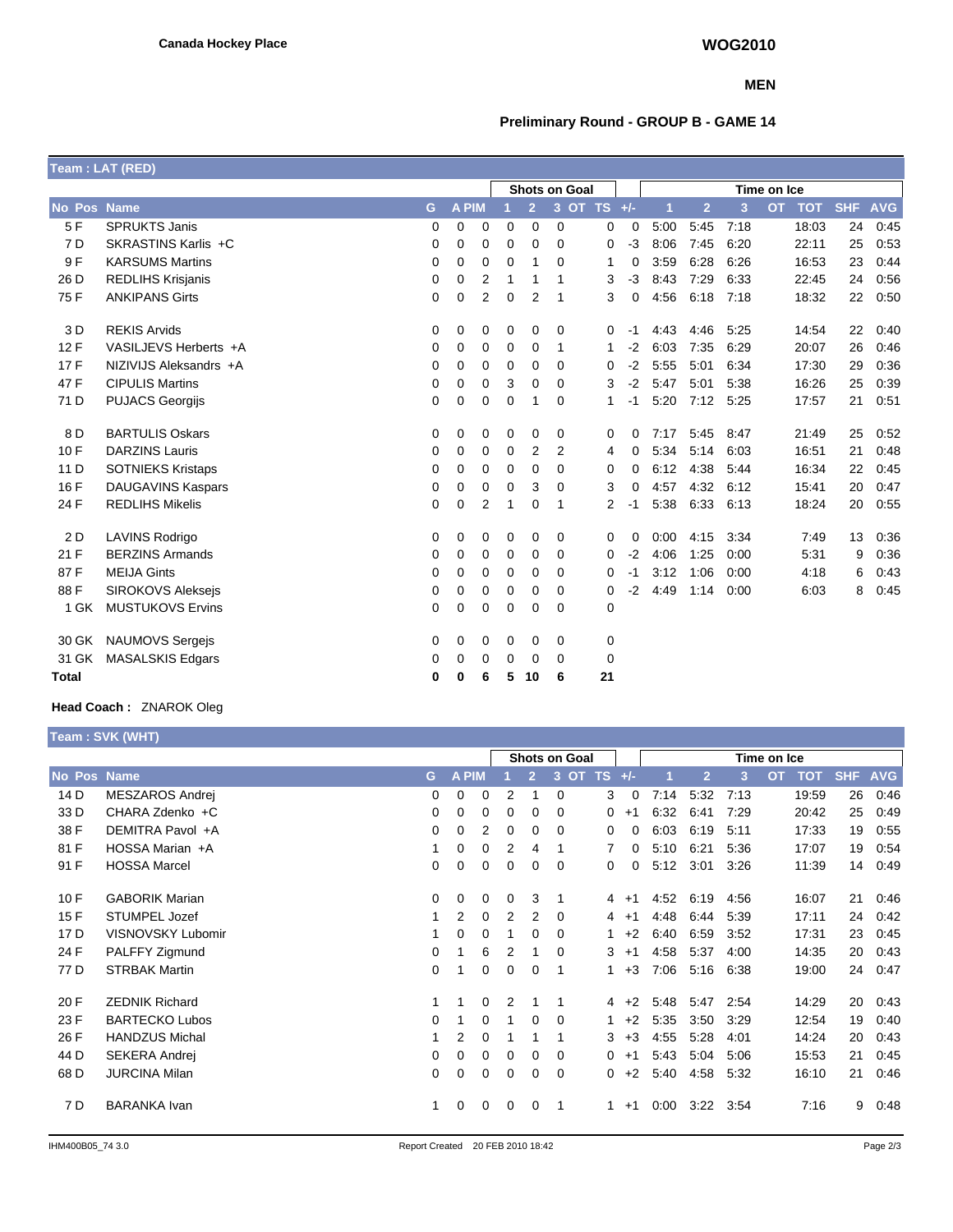Canada Hockey Place

WOG2010

MEN

## Preliminary Round - GROUP B - GAME 14

### Team : LAT (RED)

| No | Pos | Name | G | A | PIM | Shots on Goal 1 | 2 | 3 | OT | TS | +/- | Time on Ice 1 | 2 | 3 | OT | TOT | SHF | AVG |
|---|---|---|---|---|---|---|---|---|---|---|---|---|---|---|---|---|---|---|
| 5 | F | SPRUKTS Janis | 0 | 0 | 0 | 0 | 0 | 0 | | 0 | 0 | 5:00 | 5:45 | 7:18 | | 18:03 | 24 | 0:45 |
| 7 | D | SKRASTINS Karlis +C | 0 | 0 | 0 | 0 | 0 | 0 | | 0 | -3 | 8:06 | 7:45 | 6:20 | | 22:11 | 25 | 0:53 |
| 9 | F | KARSUMS Martins | 0 | 0 | 0 | 0 | 1 | 0 | | 1 | 0 | 3:59 | 6:28 | 6:26 | | 16:53 | 23 | 0:44 |
| 26 | D | REDLIHS Krisjanis | 0 | 0 | 2 | 1 | 1 | 1 | | 3 | -3 | 8:43 | 7:29 | 6:33 | | 22:45 | 24 | 0:56 |
| 75 | F | ANKIPANS Girts | 0 | 0 | 2 | 0 | 2 | 1 | | 3 | 0 | 4:56 | 6:18 | 7:18 | | 18:32 | 22 | 0:50 |
| 3 | D | REKIS Arvids | 0 | 0 | 0 | 0 | 0 | 0 | | 0 | -1 | 4:43 | 4:46 | 5:25 | | 14:54 | 22 | 0:40 |
| 12 | F | VASILJEVS Herberts +A | 0 | 0 | 0 | 0 | 0 | 1 | | 1 | -2 | 6:03 | 7:35 | 6:29 | | 20:07 | 26 | 0:46 |
| 17 | F | NIZIVIJS Aleksandrs +A | 0 | 0 | 0 | 0 | 0 | 0 | | 0 | -2 | 5:55 | 5:01 | 6:34 | | 17:30 | 29 | 0:36 |
| 47 | F | CIPULIS Martins | 0 | 0 | 0 | 3 | 0 | 0 | | 3 | -2 | 5:47 | 5:01 | 5:38 | | 16:26 | 25 | 0:39 |
| 71 | D | PUJACS Georgijs | 0 | 0 | 0 | 0 | 1 | 0 | | 1 | -1 | 5:20 | 7:12 | 5:25 | | 17:57 | 21 | 0:51 |
| 8 | D | BARTULIS Oskars | 0 | 0 | 0 | 0 | 0 | 0 | | 0 | 0 | 7:17 | 5:45 | 8:47 | | 21:49 | 25 | 0:52 |
| 10 | F | DARZINS Lauris | 0 | 0 | 0 | 0 | 2 | 2 | | 4 | 0 | 5:34 | 5:14 | 6:03 | | 16:51 | 21 | 0:48 |
| 11 | D | SOTNIEKS Kristaps | 0 | 0 | 0 | 0 | 0 | 0 | | 0 | 0 | 6:12 | 4:38 | 5:44 | | 16:34 | 22 | 0:45 |
| 16 | F | DAUGAVINS Kaspars | 0 | 0 | 0 | 0 | 3 | 0 | | 3 | 0 | 4:57 | 4:32 | 6:12 | | 15:41 | 20 | 0:47 |
| 24 | F | REDLIHS Mikelis | 0 | 0 | 2 | 1 | 0 | 1 | | 2 | -1 | 5:38 | 6:33 | 6:13 | | 18:24 | 20 | 0:55 |
| 2 | D | LAVINS Rodrigo | 0 | 0 | 0 | 0 | 0 | 0 | | 0 | 0 | 0:00 | 4:15 | 3:34 | | 7:49 | 13 | 0:36 |
| 21 | F | BERZINS Armands | 0 | 0 | 0 | 0 | 0 | 0 | | 0 | -2 | 4:06 | 1:25 | 0:00 | | 5:31 | 9 | 0:36 |
| 87 | F | MEIJA Gints | 0 | 0 | 0 | 0 | 0 | 0 | | 0 | -1 | 3:12 | 1:06 | 0:00 | | 4:18 | 6 | 0:43 |
| 88 | F | SIROKOVS Aleksejs | 0 | 0 | 0 | 0 | 0 | 0 | | 0 | -2 | 4:49 | 1:14 | 0:00 | | 6:03 | 8 | 0:45 |
| 1 | GK | MUSTUKOVS Ervins | 0 | 0 | 0 | 0 | 0 | 0 | | 0 | | | | | | | | |
| 30 | GK | NAUMOVS Sergejs | 0 | 0 | 0 | 0 | 0 | 0 | | 0 | | | | | | | | |
| 31 | GK | MASALSKIS Edgars | 0 | 0 | 0 | 0 | 0 | 0 | | 0 | | | | | | | | |
| **Total** | | | **0** | **0** | **6** | **5** | **10** | **6** | | **21** | | | | | | | | |

**Head Coach :** ZNAROK Oleg

### Team : SVK (WHT)

| No | Pos | Name | G | A | PIM | Shots on Goal 1 | 2 | 3 | OT | TS | +/- | Time on Ice 1 | 2 | 3 | OT | TOT | SHF | AVG |
|---|---|---|---|---|---|---|---|---|---|---|---|---|---|---|---|---|---|---|
| 14 | D | MESZAROS Andrej | 0 | 0 | 0 | 2 | 1 | 0 | | 3 | 0 | 7:14 | 5:32 | 7:13 | | 19:59 | 26 | 0:46 |
| 33 | D | CHARA Zdenko +C | 0 | 0 | 0 | 0 | 0 | 0 | | 0 | +1 | 6:32 | 6:41 | 7:29 | | 20:42 | 25 | 0:49 |
| 38 | F | DEMITRA Pavol +A | 0 | 0 | 2 | 0 | 0 | 0 | | 0 | 0 | 6:03 | 6:19 | 5:11 | | 17:33 | 19 | 0:55 |
| 81 | F | HOSSA Marian +A | 1 | 0 | 0 | 2 | 4 | 1 | | 7 | 0 | 5:10 | 6:21 | 5:36 | | 17:07 | 19 | 0:54 |
| 91 | F | HOSSA Marcel | 0 | 0 | 0 | 0 | 0 | 0 | | 0 | 0 | 5:12 | 3:01 | 3:26 | | 11:39 | 14 | 0:49 |
| 10 | F | GABORIK Marian | 0 | 0 | 0 | 0 | 3 | 1 | | 4 | +1 | 4:52 | 6:19 | 4:56 | | 16:07 | 21 | 0:46 |
| 15 | F | STUMPEL Jozef | 1 | 2 | 0 | 2 | 2 | 0 | | 4 | +1 | 4:48 | 6:44 | 5:39 | | 17:11 | 24 | 0:42 |
| 17 | D | VISNOVSKY Lubomir | 1 | 0 | 0 | 1 | 0 | 0 | | 1 | +2 | 6:40 | 6:59 | 3:52 | | 17:31 | 23 | 0:45 |
| 24 | F | PALFFY Zigmund | 0 | 1 | 6 | 2 | 1 | 0 | | 3 | +1 | 4:58 | 5:37 | 4:00 | | 14:35 | 20 | 0:43 |
| 77 | D | STRBAK Martin | 0 | 1 | 0 | 0 | 0 | 1 | | 1 | +3 | 7:06 | 5:16 | 6:38 | | 19:00 | 24 | 0:47 |
| 20 | F | ZEDNIK Richard | 1 | 1 | 0 | 2 | 1 | 1 | | 4 | +2 | 5:48 | 5:47 | 2:54 | | 14:29 | 20 | 0:43 |
| 23 | F | BARTECKO Lubos | 0 | 1 | 0 | 1 | 0 | 0 | | 1 | +2 | 5:35 | 3:50 | 3:29 | | 12:54 | 19 | 0:40 |
| 26 | F | HANDZUS Michal | 1 | 2 | 0 | 1 | 1 | 1 | | 3 | +3 | 4:55 | 5:28 | 4:01 | | 14:24 | 20 | 0:43 |
| 44 | D | SEKERA Andrej | 0 | 0 | 0 | 0 | 0 | 0 | | 0 | +1 | 5:43 | 5:04 | 5:06 | | 15:53 | 21 | 0:45 |
| 68 | D | JURCINA Milan | 0 | 0 | 0 | 0 | 0 | 0 | | 0 | +2 | 5:40 | 4:58 | 5:32 | | 16:10 | 21 | 0:46 |
| 7 | D | BARANKA Ivan | 1 | 0 | 0 | 0 | 0 | 1 | | 1 | +1 | 0:00 | 3:22 | 3:54 | | 7:16 | 9 | 0:48 |

IHM400B05_74 3.0 Report Created 20 FEB 2010 18:42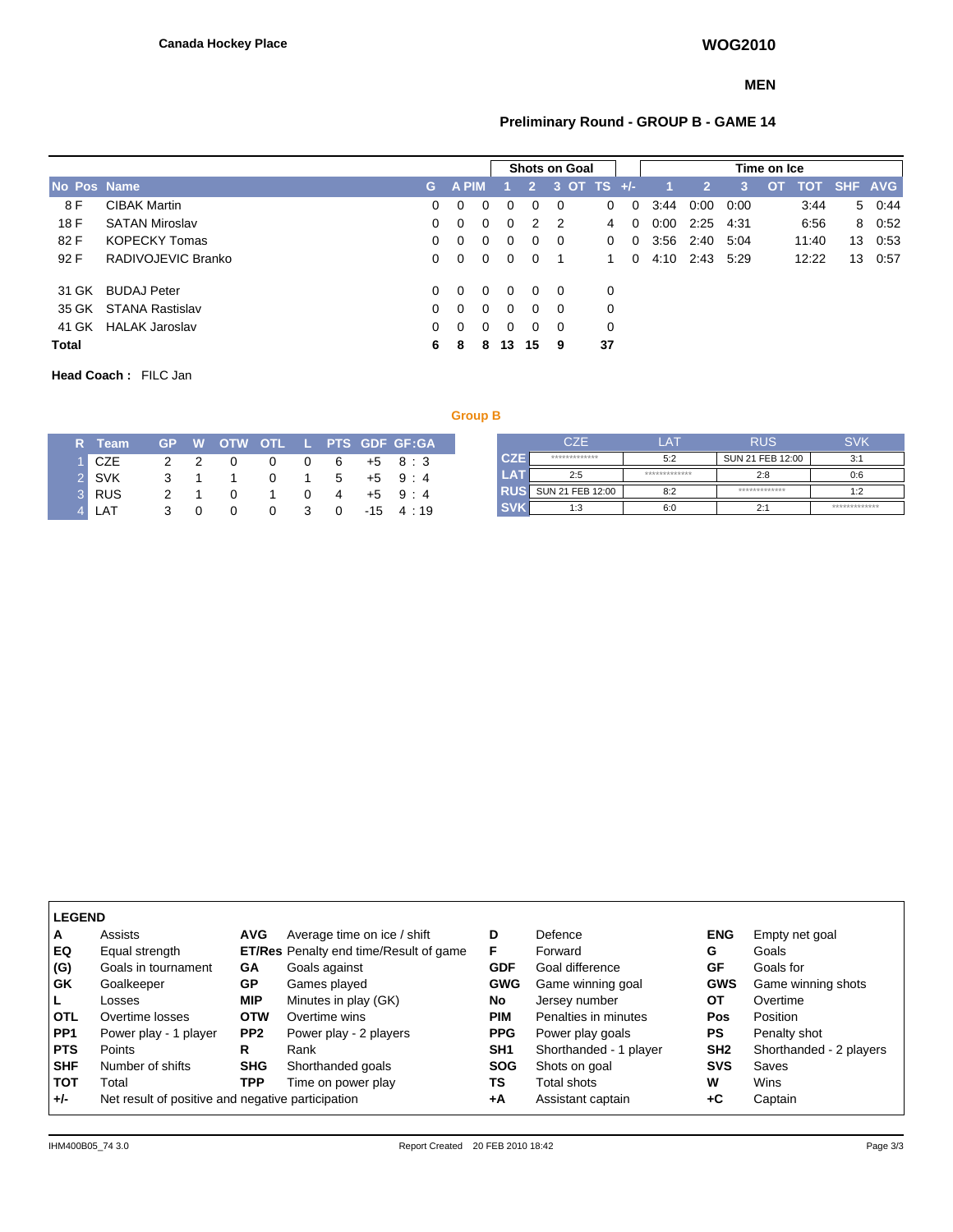Canada Hockey Place

**WOG2010**

**MEN**

### Preliminary Round - GROUP B - GAME 14

| No | Pos | Name | G | A | PIM | Shots on Goal 1 | 2 | 3 | OT | TS | +/- | Time on Ice 1 | 2 | 3 | OT | TOT | SHF | AVG |
|---|---|---|---|---|---|---|---|---|---|---|---|---|---|---|---|---|---|---|
| 8 | F | CIBAK Martin | 0 | 0 | 0 | 0 | 0 | 0 | | 0 | 0 | 3:44 | 0:00 | 0:00 | | 3:44 | 5 | 0:44 |
| 18 | F | SATAN Miroslav | 0 | 0 | 0 | 0 | 2 | 2 | | 4 | 0 | 0:00 | 2:25 | 4:31 | | 6:56 | 8 | 0:52 |
| 82 | F | KOPECKY Tomas | 0 | 0 | 0 | 0 | 0 | 0 | | 0 | 0 | 3:56 | 2:40 | 5:04 | | 11:40 | 13 | 0:53 |
| 92 | F | RADIVOJEVIC Branko | 0 | 0 | 0 | 0 | 0 | 1 | | 1 | 0 | 4:10 | 2:43 | 5:29 | | 12:22 | 13 | 0:57 |
| 31 | GK | BUDAJ Peter | 0 | 0 | 0 | 0 | 0 | 0 | | 0 | | | | | | | | |
| 35 | GK | STANA Rastislav | 0 | 0 | 0 | 0 | 0 | 0 | | 0 | | | | | | | | |
| 41 | GK | HALAK Jaroslav | 0 | 0 | 0 | 0 | 0 | 0 | | 0 | | | | | | | | |
| **Total** | | | **6** | **8** | **8** | **13** | **15** | **9** | | **37** | | | | | | | | |

**Head Coach :** FILC Jan

**Group B**

| R | Team | GP | W | OTW | OTL | L | PTS | GDF | GF:GA |
|---|---|---|---|---|---|---|---|---|---|
| 1 | CZE | 2 | 2 | 0 | 0 | 0 | 6 | +5 | 8 : 3 |
| 2 | SVK | 3 | 1 | 1 | 0 | 1 | 5 | +5 | 9 : 4 |
| 3 | RUS | 2 | 1 | 0 | 1 | 0 | 4 | +5 | 9 : 4 |
| 4 | LAT | 3 | 0 | 0 | 0 | 3 | 0 | -15 | 4 : 19 |

| | CZE | LAT | RUS | SVK |
|---|---|---|---|---|
| CZE | ************* | 5:2 | SUN 21 FEB 12:00 | 3:1 |
| LAT | 2:5 | ************* | 2:8 | 0:6 |
| RUS | SUN 21 FEB 12:00 | 8:2 | ************* | 1:2 |
| SVK | 1:3 | 6:0 | 2:1 | ************* |

**LEGEND**

| | | | | | | | |
|---|---|---|---|---|---|---|---|
| **A** | Assists | **AVG** | Average time on ice / shift | **D** | Defence | **ENG** | Empty net goal |
| **EQ** | Equal strength | **ET/Res** | Penalty end time/Result of game | **F** | Forward | **G** | Goals |
| **(G)** | Goals in tournament | **GA** | Goals against | **GDF** | Goal difference | **GF** | Goals for |
| **GK** | Goalkeeper | **GP** | Games played | **GWG** | Game winning goal | **GWS** | Game winning shots |
| **L** | Losses | **MIP** | Minutes in play (GK) | **No** | Jersey number | **OT** | Overtime |
| **OTL** | Overtime losses | **OTW** | Overtime wins | **PIM** | Penalties in minutes | **Pos** | Position |
| **PP1** | Power play - 1 player | **PP2** | Power play - 2 players | **PPG** | Power play goals | **PS** | Penalty shot |
| **PTS** | Points | **R** | Rank | **SH1** | Shorthanded - 1 player | **SH2** | Shorthanded - 2 players |
| **SHF** | Number of shifts | **SHG** | Shorthanded goals | **SOG** | Shots on goal | **SVS** | Saves |
| **TOT** | Total | **TPP** | Time on power play | **TS** | Total shots | **W** | Wins |
| **+/-** | Net result of positive and negative participation | | | **+A** | Assistant captain | **+C** | Captain |

IHM400B05_74 3.0 Report Created 20 FEB 2010 18:42